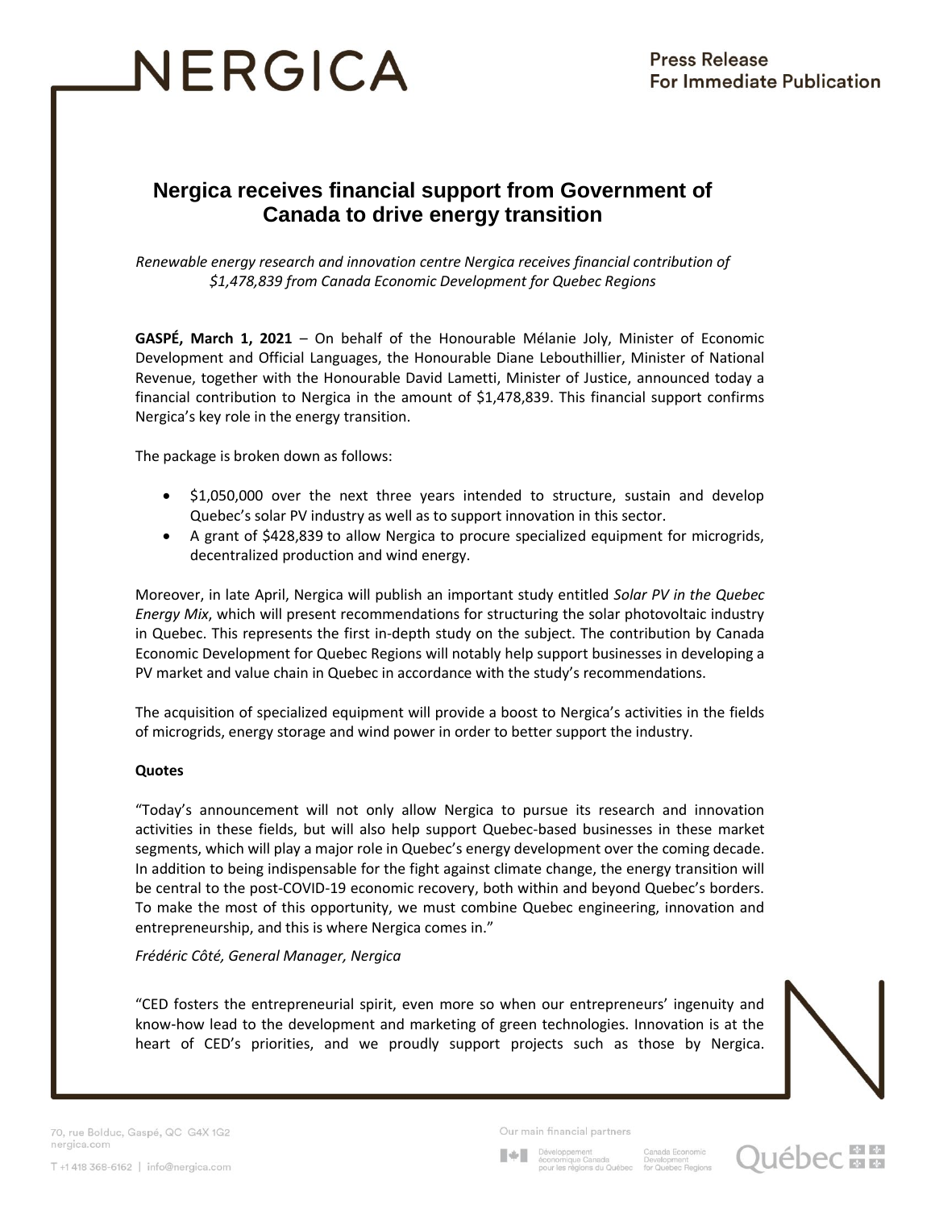**Press Release**
**For Immediate Publication**

# Nergica receives financial support from Government of Canada to drive energy transition

*Renewable energy research and innovation centre Nergica receives financial contribution of $1,478,839 from Canada Economic Development for Quebec Regions*

**GASPÉ, March 1, 2021** – On behalf of the Honourable Mélanie Joly, Minister of Economic Development and Official Languages, the Honourable Diane Lebouthillier, Minister of National Revenue, together with the Honourable David Lametti, Minister of Justice, announced today a financial contribution to Nergica in the amount of $1,478,839. This financial support confirms Nergica's key role in the energy transition.

The package is broken down as follows:

- $1,050,000 over the next three years intended to structure, sustain and develop Quebec's solar PV industry as well as to support innovation in this sector.
- A grant of $428,839 to allow Nergica to procure specialized equipment for microgrids, decentralized production and wind energy.

Moreover, in late April, Nergica will publish an important study entitled *Solar PV in the Quebec Energy Mix*, which will present recommendations for structuring the solar photovoltaic industry in Quebec. This represents the first in-depth study on the subject. The contribution by Canada Economic Development for Quebec Regions will notably help support businesses in developing a PV market and value chain in Quebec in accordance with the study's recommendations.

The acquisition of specialized equipment will provide a boost to Nergica's activities in the fields of microgrids, energy storage and wind power in order to better support the industry.

**Quotes**

"Today's announcement will not only allow Nergica to pursue its research and innovation activities in these fields, but will also help support Quebec-based businesses in these market segments, which will play a major role in Quebec's energy development over the coming decade. In addition to being indispensable for the fight against climate change, the energy transition will be central to the post-COVID-19 economic recovery, both within and beyond Quebec's borders. To make the most of this opportunity, we must combine Quebec engineering, innovation and entrepreneurship, and this is where Nergica comes in."

*Frédéric Côté, General Manager, Nergica*

"CED fosters the entrepreneurial spirit, even more so when our entrepreneurs' ingenuity and know-how lead to the development and marketing of green technologies. Innovation is at the heart of CED's priorities, and we proudly support projects such as those by Nergica.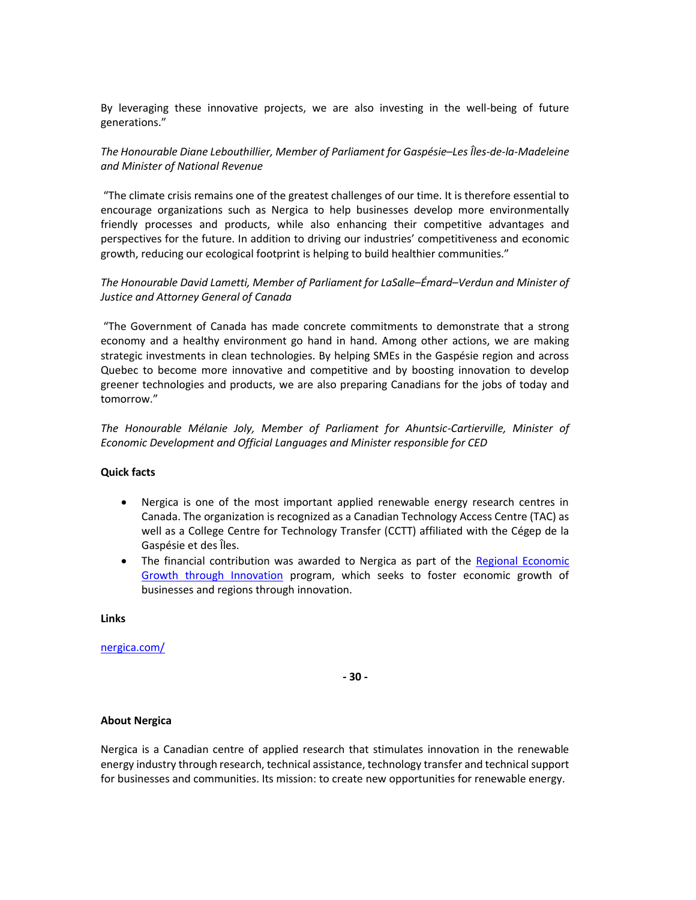By leveraging these innovative projects, we are also investing in the well-being of future generations."

*The Honourable Diane Lebouthillier, Member of Parliament for Gaspésie–Les Îles-de-la-Madeleine and Minister of National Revenue*

"The climate crisis remains one of the greatest challenges of our time. It is therefore essential to encourage organizations such as Nergica to help businesses develop more environmentally friendly processes and products, while also enhancing their competitive advantages and perspectives for the future. In addition to driving our industries' competitiveness and economic growth, reducing our ecological footprint is helping to build healthier communities."

*The Honourable David Lametti, Member of Parliament for LaSalle–Émard–Verdun and Minister of Justice and Attorney General of Canada*

"The Government of Canada has made concrete commitments to demonstrate that a strong economy and a healthy environment go hand in hand. Among other actions, we are making strategic investments in clean technologies. By helping SMEs in the Gaspésie region and across Quebec to become more innovative and competitive and by boosting innovation to develop greener technologies and products, we are also preparing Canadians for the jobs of today and tomorrow."

*The Honourable Mélanie Joly, Member of Parliament for Ahuntsic-Cartierville, Minister of Economic Development and Official Languages and Minister responsible for CED*

**Quick facts**

- Nergica is one of the most important applied renewable energy research centres in Canada. The organization is recognized as a Canadian Technology Access Centre (TAC) as well as a College Centre for Technology Transfer (CCTT) affiliated with the Cégep de la Gaspésie et des Îles.
- The financial contribution was awarded to Nergica as part of the Regional Economic Growth through Innovation program, which seeks to foster economic growth of businesses and regions through innovation.

**Links**

nergica.com/

**- 30 -**

**About Nergica**

Nergica is a Canadian centre of applied research that stimulates innovation in the renewable energy industry through research, technical assistance, technology transfer and technical support for businesses and communities. Its mission: to create new opportunities for renewable energy.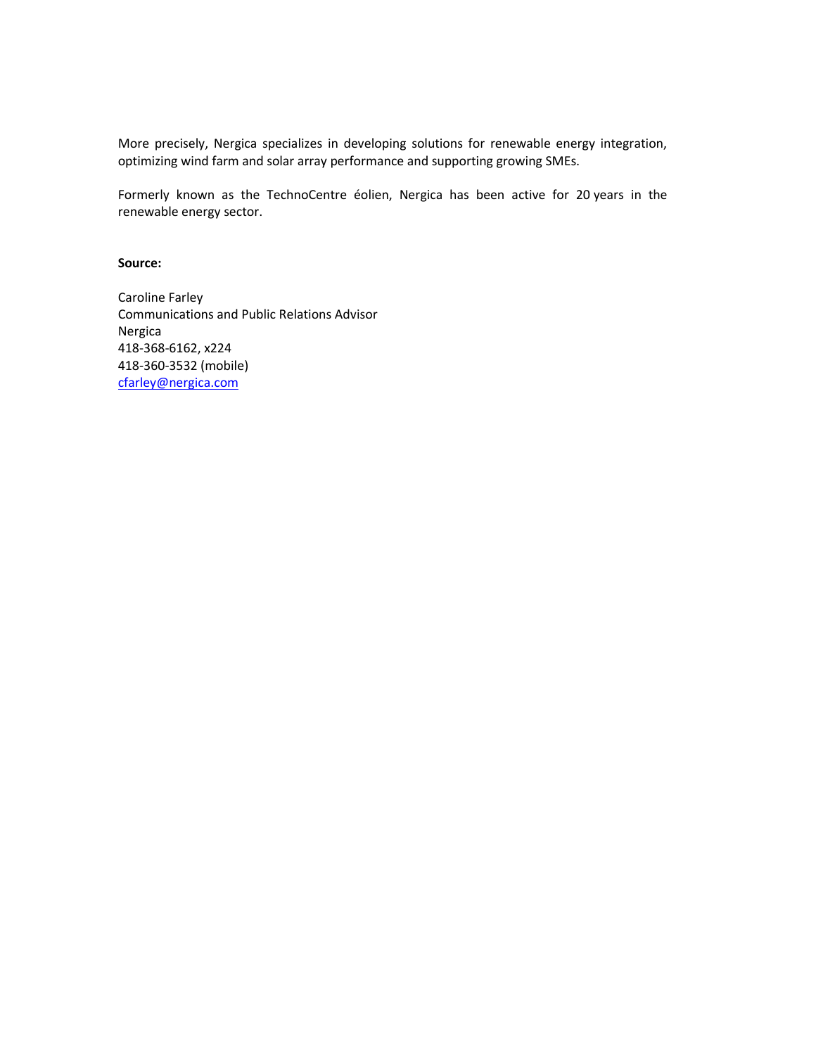More precisely, Nergica specializes in developing solutions for renewable energy integration, optimizing wind farm and solar array performance and supporting growing SMEs.

Formerly known as the TechnoCentre éolien, Nergica has been active for 20 years in the renewable energy sector.

**Source:**

Caroline Farley
Communications and Public Relations Advisor
Nergica
418-368-6162, x224
418-360-3532 (mobile)
cfarley@nergica.com